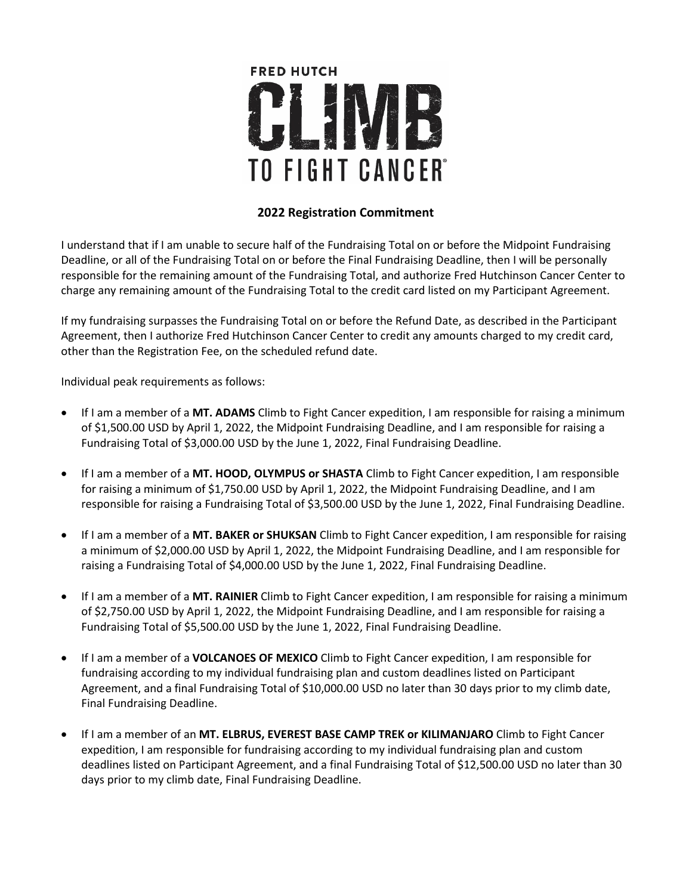FRED HUTCH

# CLIMB TO FIGHT CANCER®

## 2022 Registration Commitment

I understand that if I am unable to secure half of the Fundraising Total on or before the Midpoint Fundraising Deadline, or all of the Fundraising Total on or before the Final Fundraising Deadline, then I will be personally responsible for the remaining amount of the Fundraising Total, and authorize Fred Hutchinson Cancer Center to charge any remaining amount of the Fundraising Total to the credit card listed on my Participant Agreement.

If my fundraising surpasses the Fundraising Total on or before the Refund Date, as described in the Participant Agreement, then I authorize Fred Hutchinson Cancer Center to credit any amounts charged to my credit card, other than the Registration Fee, on the scheduled refund date.

Individual peak requirements as follows:

- If I am a member of a **MT. ADAMS** Climb to Fight Cancer expedition, I am responsible for raising a minimum of $1,500.00 USD by April 1, 2022, the Midpoint Fundraising Deadline, and I am responsible for raising a Fundraising Total of $3,000.00 USD by the June 1, 2022, Final Fundraising Deadline.
- If I am a member of a **MT. HOOD, OLYMPUS or SHASTA** Climb to Fight Cancer expedition, I am responsible for raising a minimum of $1,750.00 USD by April 1, 2022, the Midpoint Fundraising Deadline, and I am responsible for raising a Fundraising Total of $3,500.00 USD by the June 1, 2022, Final Fundraising Deadline.
- If I am a member of a **MT. BAKER or SHUKSAN** Climb to Fight Cancer expedition, I am responsible for raising a minimum of $2,000.00 USD by April 1, 2022, the Midpoint Fundraising Deadline, and I am responsible for raising a Fundraising Total of $4,000.00 USD by the June 1, 2022, Final Fundraising Deadline.
- If I am a member of a **MT. RAINIER** Climb to Fight Cancer expedition, I am responsible for raising a minimum of $2,750.00 USD by April 1, 2022, the Midpoint Fundraising Deadline, and I am responsible for raising a Fundraising Total of $5,500.00 USD by the June 1, 2022, Final Fundraising Deadline.
- If I am a member of a **VOLCANOES OF MEXICO** Climb to Fight Cancer expedition, I am responsible for fundraising according to my individual fundraising plan and custom deadlines listed on Participant Agreement, and a final Fundraising Total of $10,000.00 USD no later than 30 days prior to my climb date, Final Fundraising Deadline.
- If I am a member of an **MT. ELBRUS, EVEREST BASE CAMP TREK or KILIMANJARO** Climb to Fight Cancer expedition, I am responsible for fundraising according to my individual fundraising plan and custom deadlines listed on Participant Agreement, and a final Fundraising Total of $12,500.00 USD no later than 30 days prior to my climb date, Final Fundraising Deadline.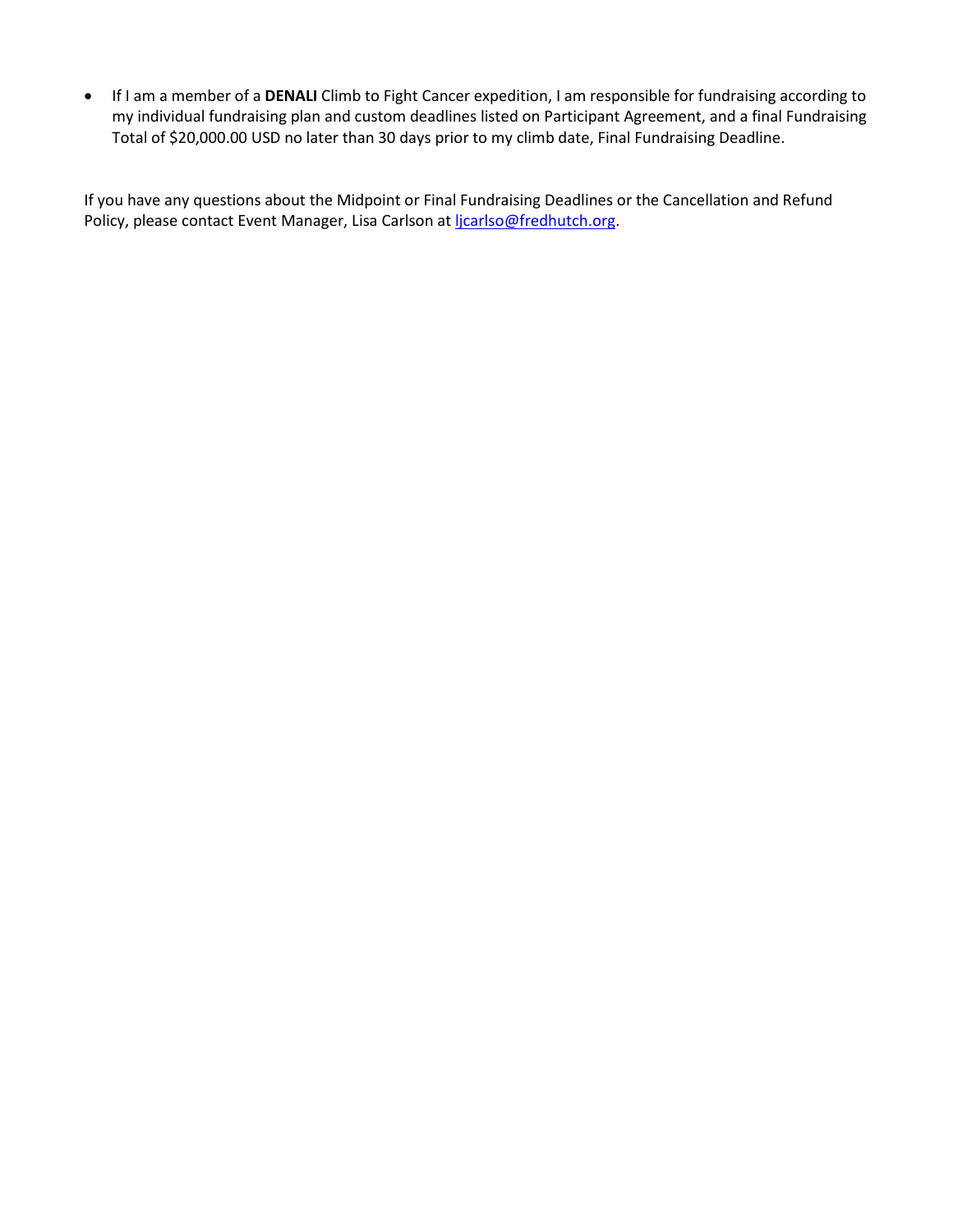- If I am a member of a **DENALI** Climb to Fight Cancer expedition, I am responsible for fundraising according to my individual fundraising plan and custom deadlines listed on Participant Agreement, and a final Fundraising Total of $20,000.00 USD no later than 30 days prior to my climb date, Final Fundraising Deadline.

If you have any questions about the Midpoint or Final Fundraising Deadlines or the Cancellation and Refund Policy, please contact Event Manager, Lisa Carlson at [ljcarlso@fredhutch.org](mailto:ljcarlso@fredhutch.org).